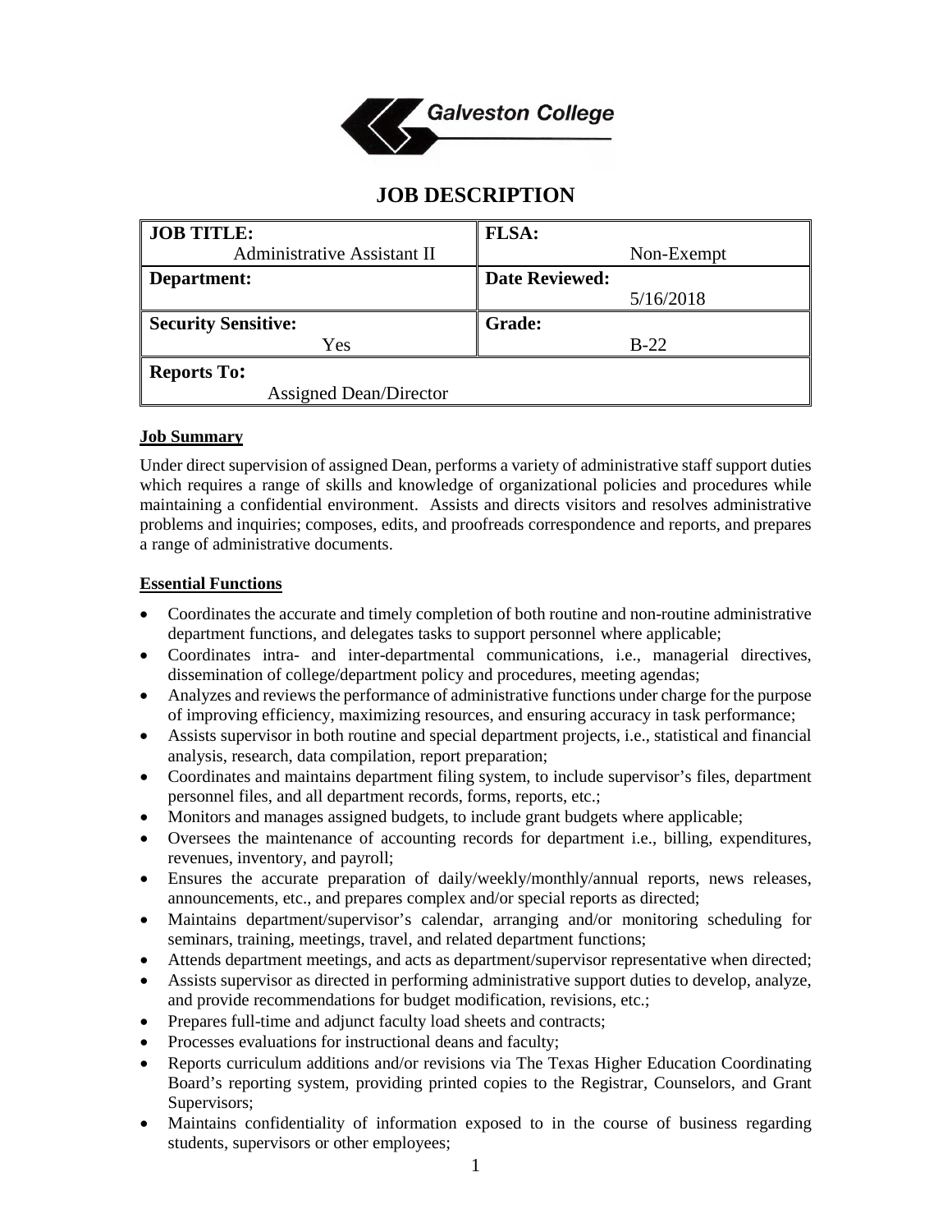Galveston College

# JOB DESCRIPTION

| JOB TITLE: Administrative Assistant II | FLSA: Non-Exempt |
| --- | --- |
| Department: | Date Reviewed: 5/16/2018 |
| Security Sensitive: Yes | Grade: B-22 |
| Reports To: Assigned Dean/Director | |

**Job Summary**

Under direct supervision of assigned Dean, performs a variety of administrative staff support duties which requires a range of skills and knowledge of organizational policies and procedures while maintaining a confidential environment. Assists and directs visitors and resolves administrative problems and inquiries; composes, edits, and proofreads correspondence and reports, and prepares a range of administrative documents.

**Essential Functions**

- Coordinates the accurate and timely completion of both routine and non-routine administrative department functions, and delegates tasks to support personnel where applicable;
- Coordinates intra- and inter-departmental communications, i.e., managerial directives, dissemination of college/department policy and procedures, meeting agendas;
- Analyzes and reviews the performance of administrative functions under charge for the purpose of improving efficiency, maximizing resources, and ensuring accuracy in task performance;
- Assists supervisor in both routine and special department projects, i.e., statistical and financial analysis, research, data compilation, report preparation;
- Coordinates and maintains department filing system, to include supervisor's files, department personnel files, and all department records, forms, reports, etc.;
- Monitors and manages assigned budgets, to include grant budgets where applicable;
- Oversees the maintenance of accounting records for department i.e., billing, expenditures, revenues, inventory, and payroll;
- Ensures the accurate preparation of daily/weekly/monthly/annual reports, news releases, announcements, etc., and prepares complex and/or special reports as directed;
- Maintains department/supervisor's calendar, arranging and/or monitoring scheduling for seminars, training, meetings, travel, and related department functions;
- Attends department meetings, and acts as department/supervisor representative when directed;
- Assists supervisor as directed in performing administrative support duties to develop, analyze, and provide recommendations for budget modification, revisions, etc.;
- Prepares full-time and adjunct faculty load sheets and contracts;
- Processes evaluations for instructional deans and faculty;
- Reports curriculum additions and/or revisions via The Texas Higher Education Coordinating Board's reporting system, providing printed copies to the Registrar, Counselors, and Grant Supervisors;
- Maintains confidentiality of information exposed to in the course of business regarding students, supervisors or other employees;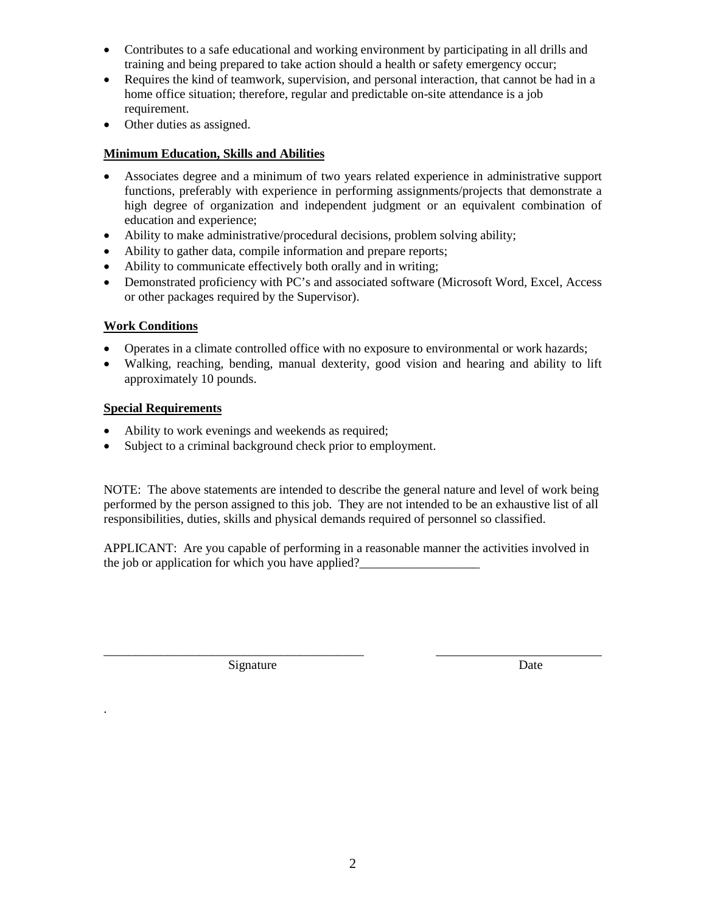- Contributes to a safe educational and working environment by participating in all drills and training and being prepared to take action should a health or safety emergency occur;
- Requires the kind of teamwork, supervision, and personal interaction, that cannot be had in a home office situation; therefore, regular and predictable on-site attendance is a job requirement.
- Other duties as assigned.

**Minimum Education, Skills and Abilities**

- Associates degree and a minimum of two years related experience in administrative support functions, preferably with experience in performing assignments/projects that demonstrate a high degree of organization and independent judgment or an equivalent combination of education and experience;
- Ability to make administrative/procedural decisions, problem solving ability;
- Ability to gather data, compile information and prepare reports;
- Ability to communicate effectively both orally and in writing;
- Demonstrated proficiency with PC's and associated software (Microsoft Word, Excel, Access or other packages required by the Supervisor).

**Work Conditions**

- Operates in a climate controlled office with no exposure to environmental or work hazards;
- Walking, reaching, bending, manual dexterity, good vision and hearing and ability to lift approximately 10 pounds.

**Special Requirements**

- Ability to work evenings and weekends as required;
- Subject to a criminal background check prior to employment.

NOTE: The above statements are intended to describe the general nature and level of work being performed by the person assigned to this job. They are not intended to be an exhaustive list of all responsibilities, duties, skills and physical demands required of personnel so classified.

APPLICANT: Are you capable of performing in a reasonable manner the activities involved in the job or application for which you have applied?___________________

_________________________________________ ___________________________

Signature Date

.